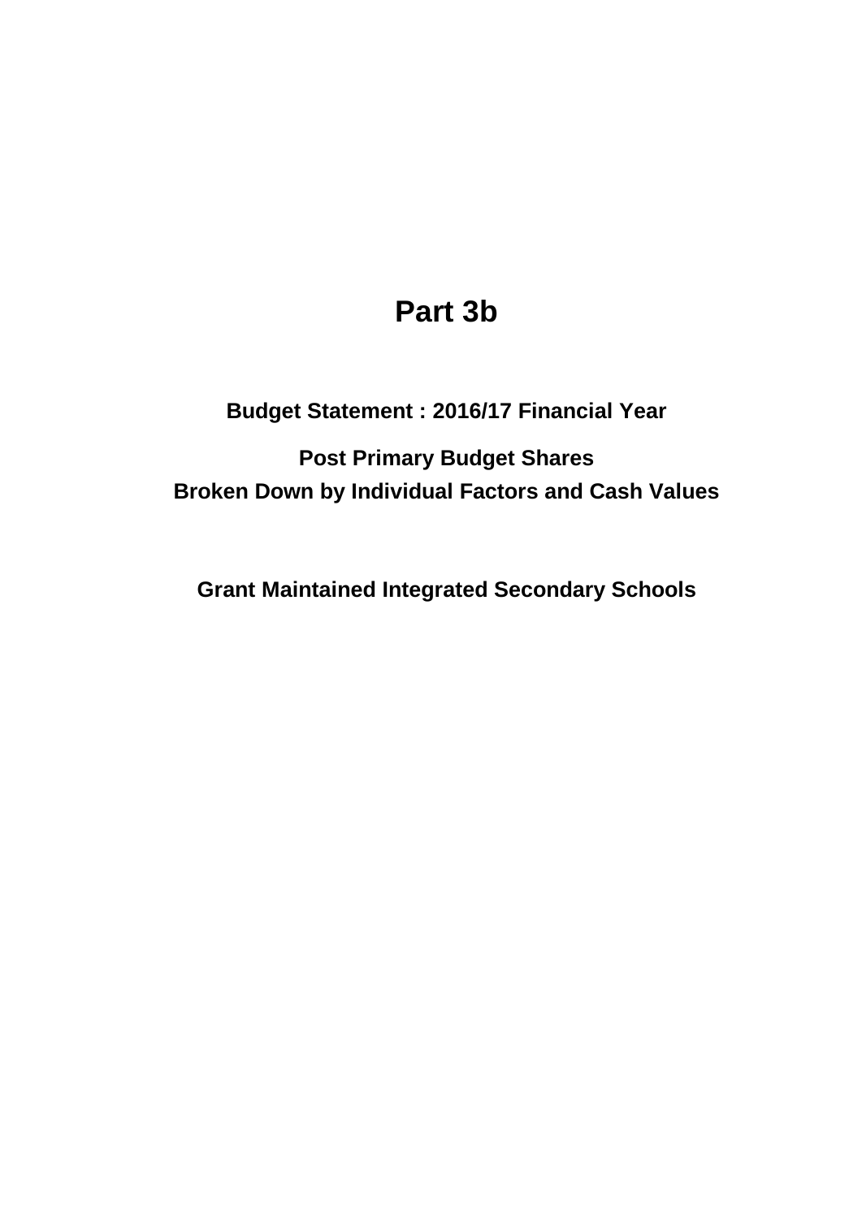# Part 3b

## Budget Statement : 2016/17 Financial Year

## Post Primary Budget Shares
## Broken Down by Individual Factors and Cash Values

## Grant Maintained Integrated Secondary Schools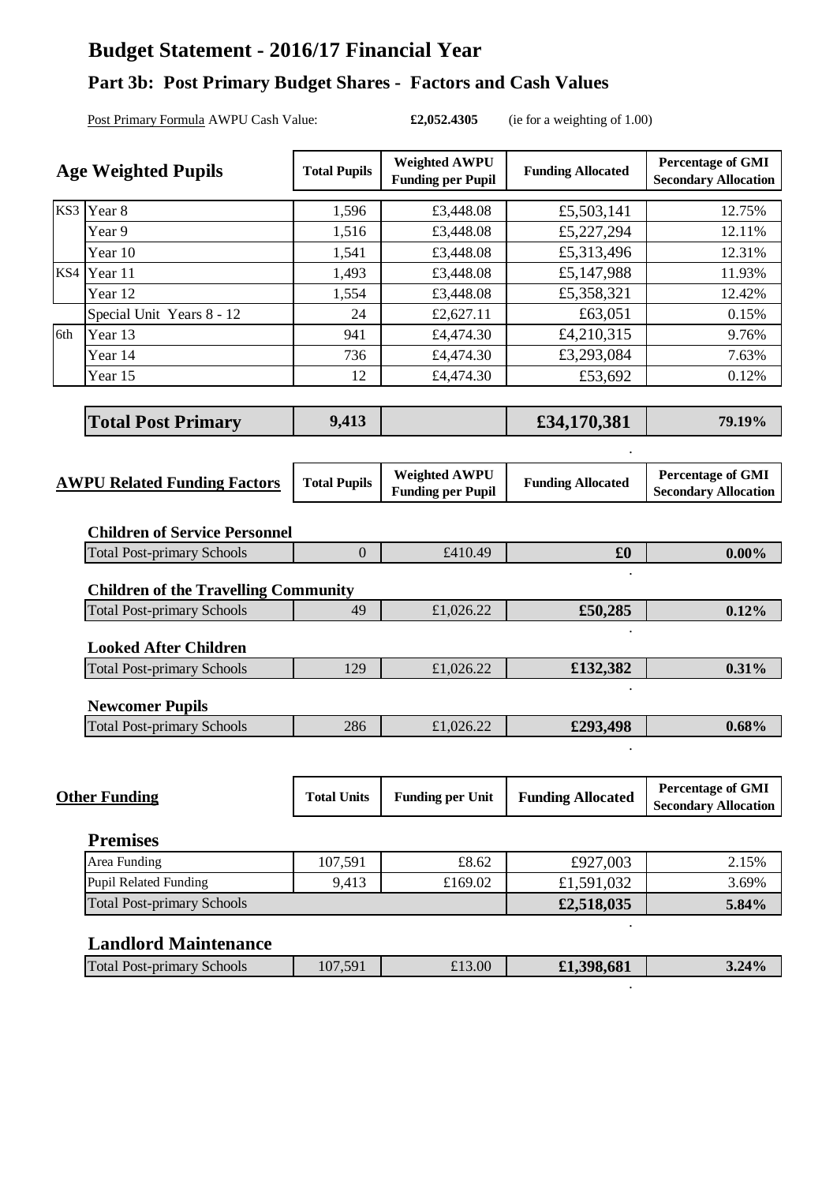# Budget Statement - 2016/17 Financial Year

## Part 3b: Post Primary Budget Shares - Factors and Cash Values

Post Primary Formula AWPU Cash Value: **£2,052.4305** (ie for a weighting of 1.00)

| | Age Weighted Pupils | Total Pupils | Weighted AWPU Funding per Pupil | Funding Allocated | Percentage of GMI Secondary Allocation |
|---|---|---|---|---|---|
| KS3 | Year 8 | 1,596 | £3,448.08 | £5,503,141 | 12.75% |
| | Year 9 | 1,516 | £3,448.08 | £5,227,294 | 12.11% |
| | Year 10 | 1,541 | £3,448.08 | £5,313,496 | 12.31% |
| KS4 | Year 11 | 1,493 | £3,448.08 | £5,147,988 | 11.93% |
| | Year 12 | 1,554 | £3,448.08 | £5,358,321 | 12.42% |
| | Special Unit Years 8 - 12 | 24 | £2,627.11 | £63,051 | 0.15% |
| 6th | Year 13 | 941 | £4,474.30 | £4,210,315 | 9.76% |
| | Year 14 | 736 | £4,474.30 | £3,293,084 | 7.63% |
| | Year 15 | 12 | £4,474.30 | £53,692 | 0.12% |
| | **Total Post Primary** | **9,413** | | **£34,170,381** | **79.19%** |

| AWPU Related Funding Factors | Total Pupils | Weighted AWPU Funding per Pupil | Funding Allocated | Percentage of GMI Secondary Allocation |
|---|---|---|---|---|
| **Children of Service Personnel** | | | | |
| Total Post-primary Schools | 0 | £410.49 | **£0** | **0.00%** |
| **Children of the Travelling Community** | | | | |
| Total Post-primary Schools | 49 | £1,026.22 | **£50,285** | **0.12%** |
| **Looked After Children** | | | | |
| Total Post-primary Schools | 129 | £1,026.22 | **£132,382** | **0.31%** |
| **Newcomer Pupils** | | | | |
| Total Post-primary Schools | 286 | £1,026.22 | **£293,498** | **0.68%** |

| Other Funding | Total Units | Funding per Unit | Funding Allocated | Percentage of GMI Secondary Allocation |
|---|---|---|---|---|
| **Premises** | | | | |
| Area Funding | 107,591 | £8.62 | £927,003 | 2.15% |
| Pupil Related Funding | 9,413 | £169.02 | £1,591,032 | 3.69% |
| Total Post-primary Schools | | | **£2,518,035** | **5.84%** |
| **Landlord Maintenance** | | | | |
| Total Post-primary Schools | 107,591 | £13.00 | **£1,398,681** | **3.24%** |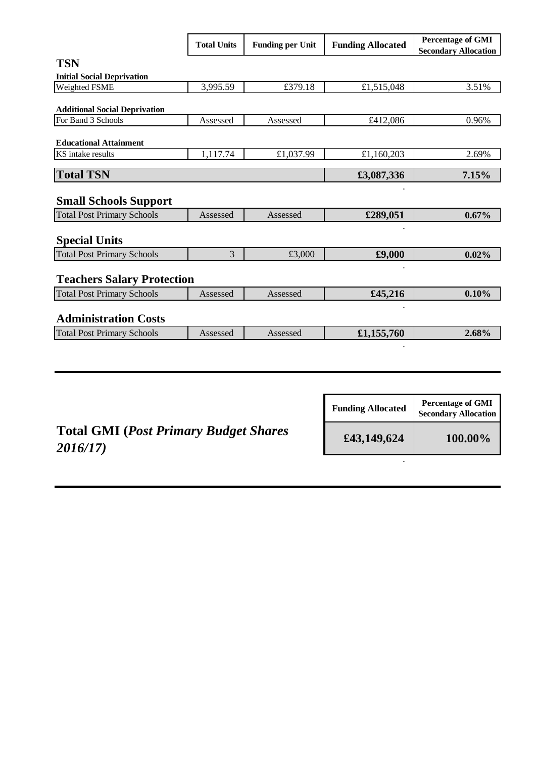| | Total Units | Funding per Unit | Funding Allocated | Percentage of GMI Secondary Allocation |
|---|---|---|---|---|
| **TSN** | | | | |
| **Initial Social Deprivation** | | | | |
| Weighted FSME | 3,995.59 | £379.18 | £1,515,048 | 3.51% |
| **Additional Social Deprivation** | | | | |
| For Band 3 Schools | Assessed | Assessed | £412,086 | 0.96% |
| **Educational Attainment** | | | | |
| KS intake results | 1,117.74 | £1,037.99 | £1,160,203 | 2.69% |
| **Total TSN** | | | **£3,087,336** | **7.15%** |
| **Small Schools Support** | | | | |
| Total Post Primary Schools | Assessed | Assessed | **£289,051** | **0.67%** |
| **Special Units** | | | | |
| Total Post Primary Schools | 3 | £3,000 | **£9,000** | **0.02%** |
| **Teachers Salary Protection** | | | | |
| Total Post Primary Schools | Assessed | Assessed | **£45,216** | **0.10%** |
| **Administration Costs** | | | | |
| Total Post Primary Schools | Assessed | Assessed | **£1,155,760** | **2.68%** |

| | Funding Allocated | Percentage of GMI Secondary Allocation |
|---|---|---|
| **Total GMI (*Post Primary Budget Shares 2016/17)*** | **£43,149,624** | **100.00%** |